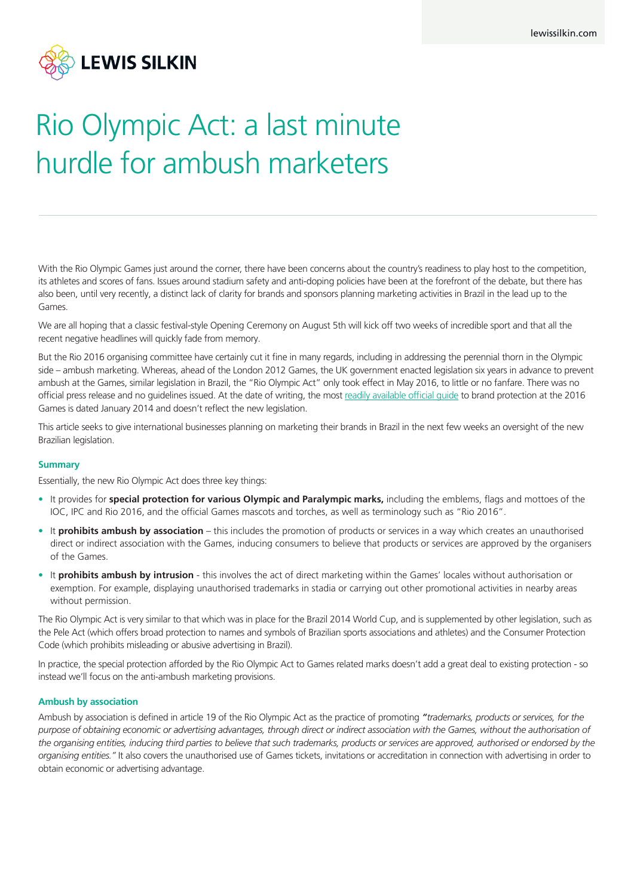# Rio Olympic Act: a last minute hurdle for ambush marketers

With the Rio Olympic Games just around the corner, there have been concerns about the country's readiness to play host to the competition, its athletes and scores of fans. Issues around stadium safety and anti-doping policies have been at the forefront of the debate, but there has also been, until very recently, a distinct lack of clarity for brands and sponsors planning marketing activities in Brazil in the lead up to the Games.

We are all hoping that a classic festival-style Opening Ceremony on August 5th will kick off two weeks of incredible sport and that all the recent negative headlines will quickly fade from memory.

But the Rio 2016 organising committee have certainly cut it fine in many regards, including in addressing the perennial thorn in the Olympic side – ambush marketing. Whereas, ahead of the London 2012 Games, the UK government enacted legislation six years in advance to prevent ambush at the Games, similar legislation in Brazil, the "Rio Olympic Act" only took effect in May 2016, to little or no fanfare. There was no official press release and no guidelines issued. At the date of writing, the most readily available official guide to brand protection at the 2016 Games is dated January 2014 and doesn't reflect the new legislation.

This article seeks to give international businesses planning on marketing their brands in Brazil in the next few weeks an oversight of the new Brazilian legislation.

### Summary

Essentially, the new Rio Olympic Act does three key things:

- It provides for **special protection for various Olympic and Paralympic marks,** including the emblems, flags and mottoes of the IOC, IPC and Rio 2016, and the official Games mascots and torches, as well as terminology such as "Rio 2016".
- It **prohibits ambush by association** – this includes the promotion of products or services in a way which creates an unauthorised direct or indirect association with the Games, inducing consumers to believe that products or services are approved by the organisers of the Games.
- It **prohibits ambush by intrusion** - this involves the act of direct marketing within the Games' locales without authorisation or exemption. For example, displaying unauthorised trademarks in stadia or carrying out other promotional activities in nearby areas without permission.

The Rio Olympic Act is very similar to that which was in place for the Brazil 2014 World Cup, and is supplemented by other legislation, such as the Pele Act (which offers broad protection to names and symbols of Brazilian sports associations and athletes) and the Consumer Protection Code (which prohibits misleading or abusive advertising in Brazil).

In practice, the special protection afforded by the Rio Olympic Act to Games related marks doesn't add a great deal to existing protection - so instead we'll focus on the anti-ambush marketing provisions.

### Ambush by association

Ambush by association is defined in article 19 of the Rio Olympic Act as the practice of promoting ***"****trademarks, products or services, for the purpose of obtaining economic or advertising advantages, through direct or indirect association with the Games, without the authorisation of the organising entities, inducing third parties to believe that such trademarks, products or services are approved, authorised or endorsed by the organising entities."* It also covers the unauthorised use of Games tickets, invitations or accreditation in connection with advertising in order to obtain economic or advertising advantage.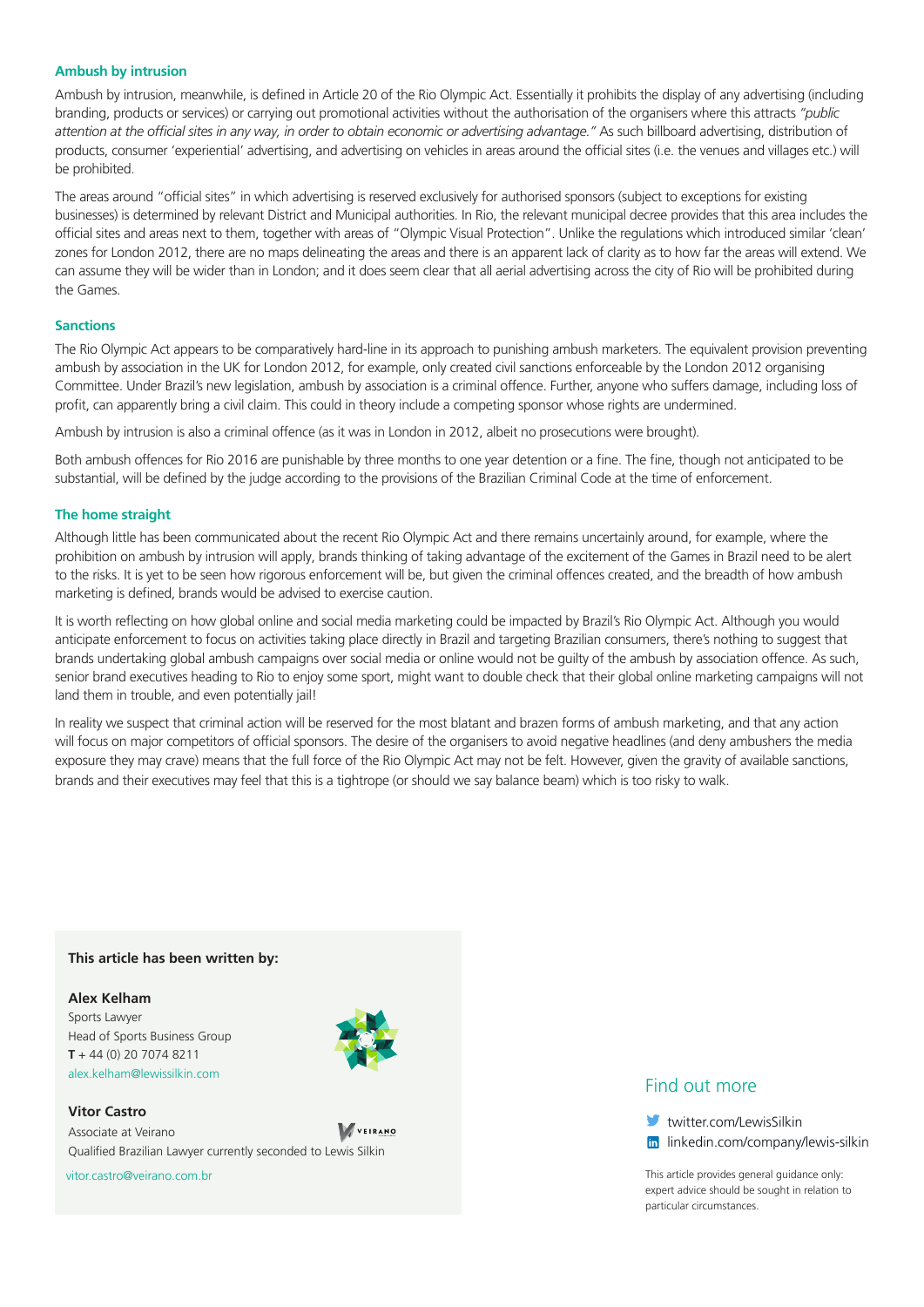### Ambush by intrusion

Ambush by intrusion, meanwhile, is defined in Article 20 of the Rio Olympic Act. Essentially it prohibits the display of any advertising (including branding, products or services) or carrying out promotional activities without the authorisation of the organisers where this attracts *"public attention at the official sites in any way, in order to obtain economic or advertising advantage."* As such billboard advertising, distribution of products, consumer 'experiential' advertising, and advertising on vehicles in areas around the official sites (i.e. the venues and villages etc.) will be prohibited.

The areas around "official sites" in which advertising is reserved exclusively for authorised sponsors (subject to exceptions for existing businesses) is determined by relevant District and Municipal authorities. In Rio, the relevant municipal decree provides that this area includes the official sites and areas next to them, together with areas of "Olympic Visual Protection". Unlike the regulations which introduced similar 'clean' zones for London 2012, there are no maps delineating the areas and there is an apparent lack of clarity as to how far the areas will extend. We can assume they will be wider than in London; and it does seem clear that all aerial advertising across the city of Rio will be prohibited during the Games.

### Sanctions

The Rio Olympic Act appears to be comparatively hard-line in its approach to punishing ambush marketers. The equivalent provision preventing ambush by association in the UK for London 2012, for example, only created civil sanctions enforceable by the London 2012 organising Committee. Under Brazil's new legislation, ambush by association is a criminal offence. Further, anyone who suffers damage, including loss of profit, can apparently bring a civil claim. This could in theory include a competing sponsor whose rights are undermined.

Ambush by intrusion is also a criminal offence (as it was in London in 2012, albeit no prosecutions were brought).

Both ambush offences for Rio 2016 are punishable by three months to one year detention or a fine. The fine, though not anticipated to be substantial, will be defined by the judge according to the provisions of the Brazilian Criminal Code at the time of enforcement.

### The home straight

Although little has been communicated about the recent Rio Olympic Act and there remains uncertainly around, for example, where the prohibition on ambush by intrusion will apply, brands thinking of taking advantage of the excitement of the Games in Brazil need to be alert to the risks. It is yet to be seen how rigorous enforcement will be, but given the criminal offences created, and the breadth of how ambush marketing is defined, brands would be advised to exercise caution.

It is worth reflecting on how global online and social media marketing could be impacted by Brazil's Rio Olympic Act. Although you would anticipate enforcement to focus on activities taking place directly in Brazil and targeting Brazilian consumers, there's nothing to suggest that brands undertaking global ambush campaigns over social media or online would not be guilty of the ambush by association offence. As such, senior brand executives heading to Rio to enjoy some sport, might want to double check that their global online marketing campaigns will not land them in trouble, and even potentially jail!

In reality we suspect that criminal action will be reserved for the most blatant and brazen forms of ambush marketing, and that any action will focus on major competitors of official sponsors. The desire of the organisers to avoid negative headlines (and deny ambushers the media exposure they may crave) means that the full force of the Rio Olympic Act may not be felt. However, given the gravity of available sanctions, brands and their executives may feel that this is a tightrope (or should we say balance beam) which is too risky to walk.

**This article has been written by:**

**Alex Kelham**
Sports Lawyer
Head of Sports Business Group
**T** + 44 (0) 20 7074 8211
alex.kelham@lewissilkin.com

**Vitor Castro**
Associate at Veirano
Qualified Brazilian Lawyer currently seconded to Lewis Silkin
vitor.castro@veirano.com.br

## Find out more

twitter.com/LewisSilkin
linkedin.com/company/lewis-silkin

This article provides general guidance only: expert advice should be sought in relation to particular circumstances.